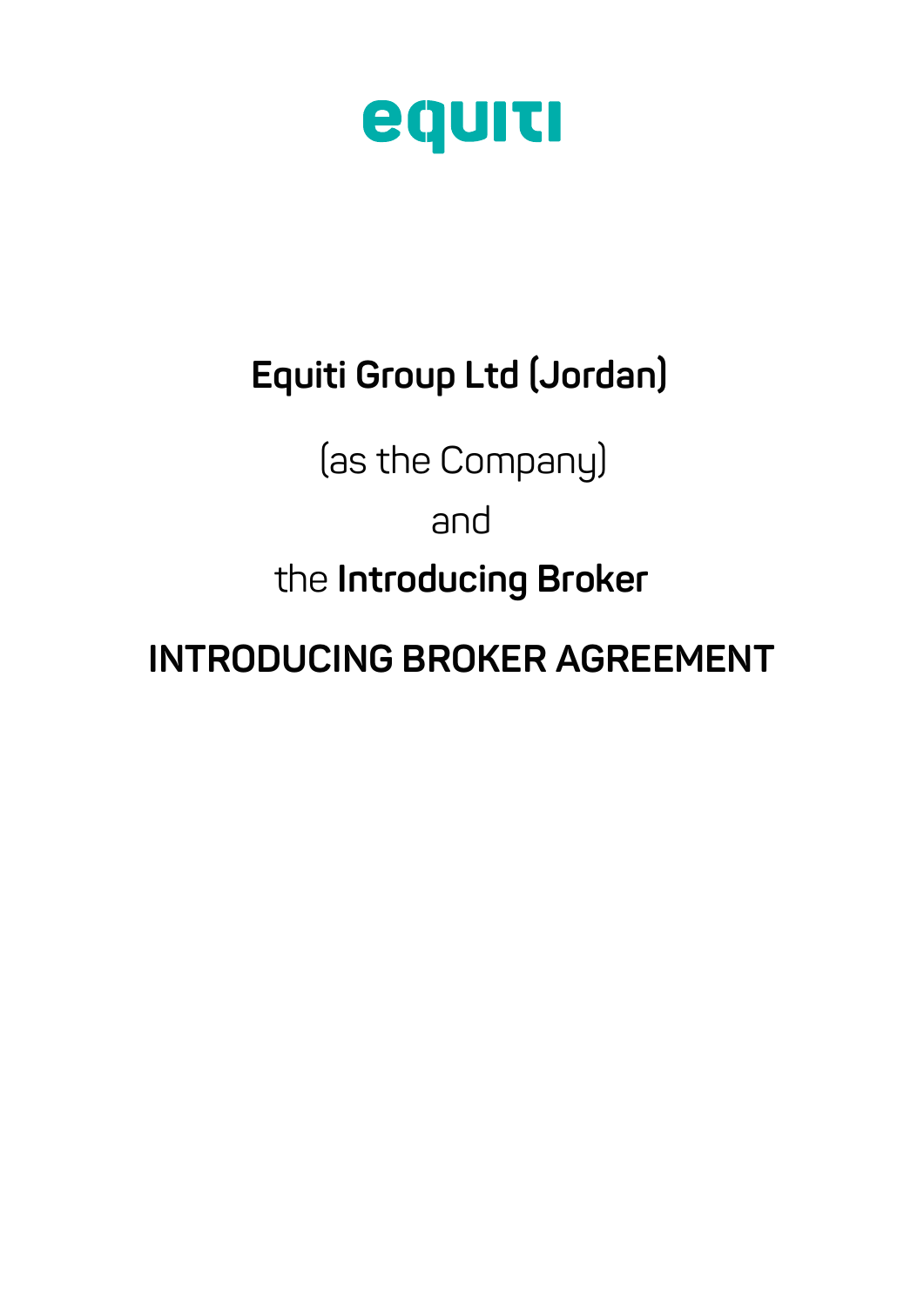equiti

**Equiti Group Ltd (Jordan)**

(as the Company)

and

the **Introducing Broker**

# INTRODUCING BROKER AGREEMENT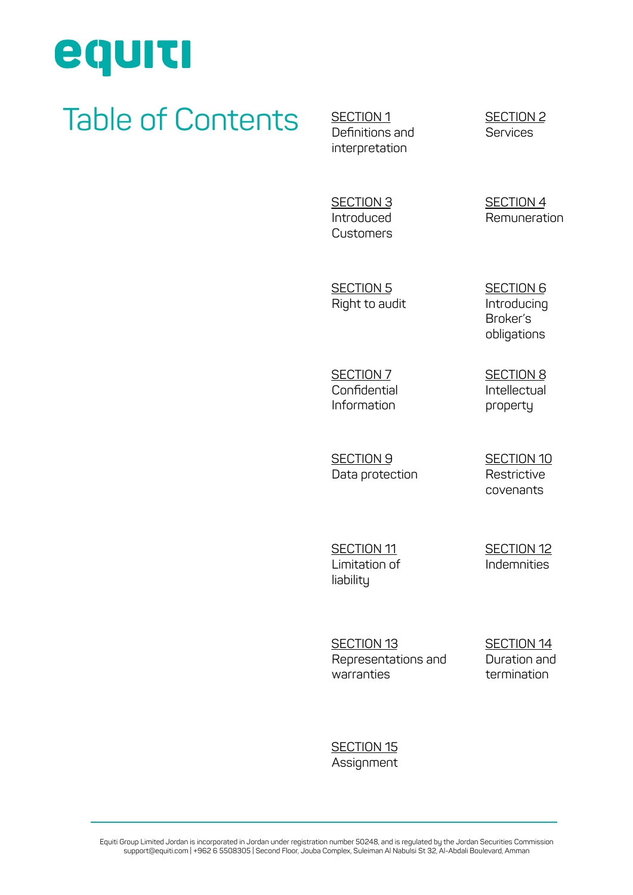# Table of Contents

SECTION 1
Definitions and interpretation

SECTION 2
Services

SECTION 3
Introduced Customers

SECTION 4
Remuneration

SECTION 5
Right to audit

SECTION 6
Introducing Broker's obligations

SECTION 7
Confidential Information

SECTION 8
Intellectual property

SECTION 9
Data protection

SECTION 10
Restrictive covenants

SECTION 11
Limitation of liability

SECTION 12
Indemnities

SECTION 13
Representations and warranties

SECTION 14
Duration and termination

SECTION 15
Assignment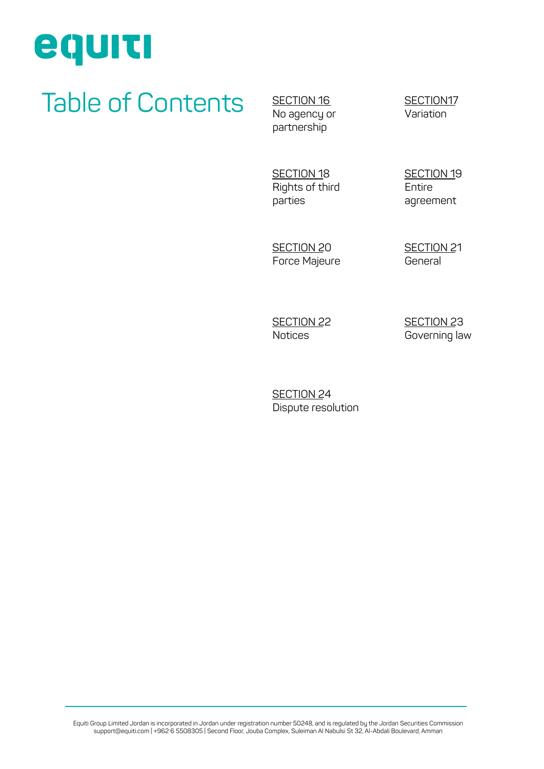# Table of Contents

SECTION 16
No agency or partnership

SECTION17
Variation

SECTION 18
Rights of third parties

SECTION 19
Entire agreement

SECTION 20
Force Majeure

SECTION 21
General

SECTION 22
Notices

SECTION 23
Governing law

SECTION 24
Dispute resolution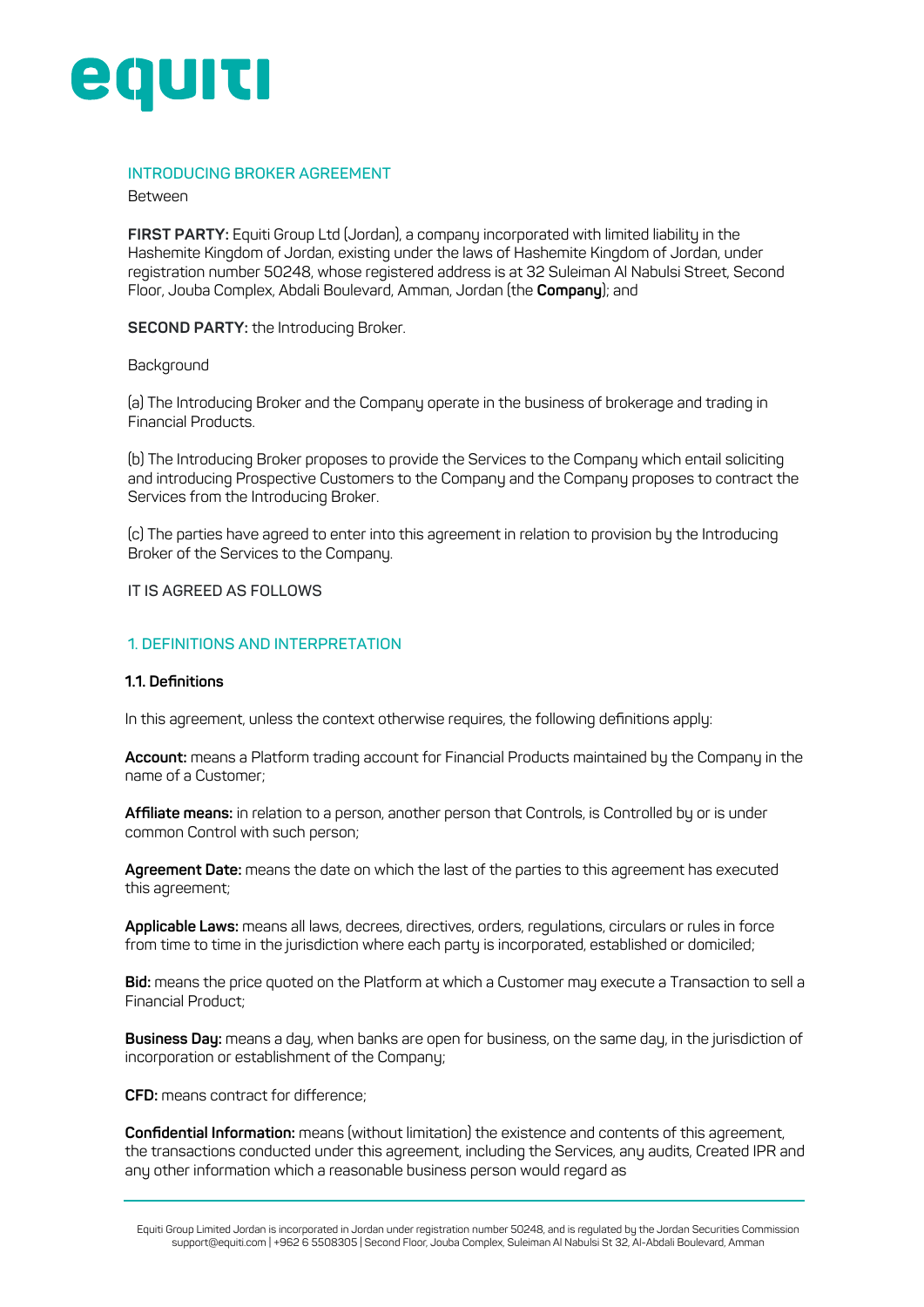INTRODUCING BROKER AGREEMENT

Between

**FIRST PARTY:** Equiti Group Ltd (Jordan), a company incorporated with limited liability in the Hashemite Kingdom of Jordan, existing under the laws of Hashemite Kingdom of Jordan, under registration number 50248, whose registered address is at 32 Suleiman Al Nabulsi Street, Second Floor, Jouba Complex, Abdali Boulevard, Amman, Jordan (the **Company**); and

**SECOND PARTY:** the Introducing Broker.

Background

(a) The Introducing Broker and the Company operate in the business of brokerage and trading in Financial Products.

(b) The Introducing Broker proposes to provide the Services to the Company which entail soliciting and introducing Prospective Customers to the Company and the Company proposes to contract the Services from the Introducing Broker.

(c) The parties have agreed to enter into this agreement in relation to provision by the Introducing Broker of the Services to the Company.

IT IS AGREED AS FOLLOWS

## 1. DEFINITIONS AND INTERPRETATION

### 1.1. Definitions

In this agreement, unless the context otherwise requires, the following definitions apply:

**Account:** means a Platform trading account for Financial Products maintained by the Company in the name of a Customer;

**Affiliate means:** in relation to a person, another person that Controls, is Controlled by or is under common Control with such person;

**Agreement Date:** means the date on which the last of the parties to this agreement has executed this agreement;

**Applicable Laws:** means all laws, decrees, directives, orders, regulations, circulars or rules in force from time to time in the jurisdiction where each party is incorporated, established or domiciled;

**Bid:** means the price quoted on the Platform at which a Customer may execute a Transaction to sell a Financial Product;

**Business Day:** means a day, when banks are open for business, on the same day, in the jurisdiction of incorporation or establishment of the Company;

**CFD:** means contract for difference;

**Confidential Information:** means (without limitation) the existence and contents of this agreement, the transactions conducted under this agreement, including the Services, any audits, Created IPR and any other information which a reasonable business person would regard as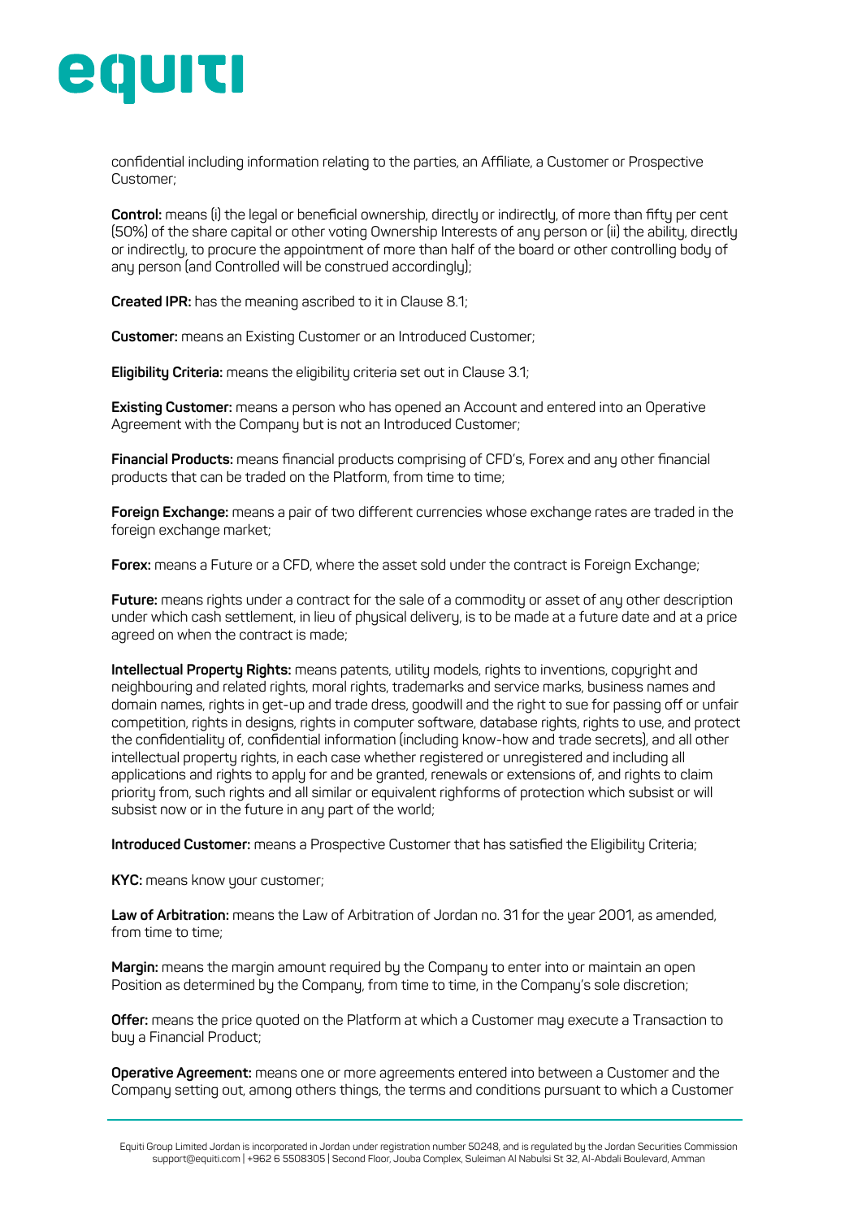confidential including information relating to the parties, an Affiliate, a Customer or Prospective Customer;

**Control:** means (i) the legal or beneficial ownership, directly or indirectly, of more than fifty per cent (50%) of the share capital or other voting Ownership Interests of any person or (ii) the ability, directly or indirectly, to procure the appointment of more than half of the board or other controlling body of any person (and Controlled will be construed accordingly);

**Created IPR:** has the meaning ascribed to it in Clause 8.1;

**Customer:** means an Existing Customer or an Introduced Customer;

**Eligibility Criteria:** means the eligibility criteria set out in Clause 3.1;

**Existing Customer:** means a person who has opened an Account and entered into an Operative Agreement with the Company but is not an Introduced Customer;

**Financial Products:** means financial products comprising of CFD's, Forex and any other financial products that can be traded on the Platform, from time to time;

**Foreign Exchange:** means a pair of two different currencies whose exchange rates are traded in the foreign exchange market;

**Forex:** means a Future or a CFD, where the asset sold under the contract is Foreign Exchange;

**Future:** means rights under a contract for the sale of a commodity or asset of any other description under which cash settlement, in lieu of physical delivery, is to be made at a future date and at a price agreed on when the contract is made;

**Intellectual Property Rights:** means patents, utility models, rights to inventions, copyright and neighbouring and related rights, moral rights, trademarks and service marks, business names and domain names, rights in get-up and trade dress, goodwill and the right to sue for passing off or unfair competition, rights in designs, rights in computer software, database rights, rights to use, and protect the confidentiality of, confidential information (including know-how and trade secrets), and all other intellectual property rights, in each case whether registered or unregistered and including all applications and rights to apply for and be granted, renewals or extensions of, and rights to claim priority from, such rights and all similar or equivalent righforms of protection which subsist or will subsist now or in the future in any part of the world;

**Introduced Customer:** means a Prospective Customer that has satisfied the Eligibility Criteria;

**KYC:** means know your customer;

**Law of Arbitration:** means the Law of Arbitration of Jordan no. 31 for the year 2001, as amended, from time to time;

**Margin:** means the margin amount required by the Company to enter into or maintain an open Position as determined by the Company, from time to time, in the Company's sole discretion;

**Offer:** means the price quoted on the Platform at which a Customer may execute a Transaction to buy a Financial Product;

**Operative Agreement:** means one or more agreements entered into between a Customer and the Company setting out, among others things, the terms and conditions pursuant to which a Customer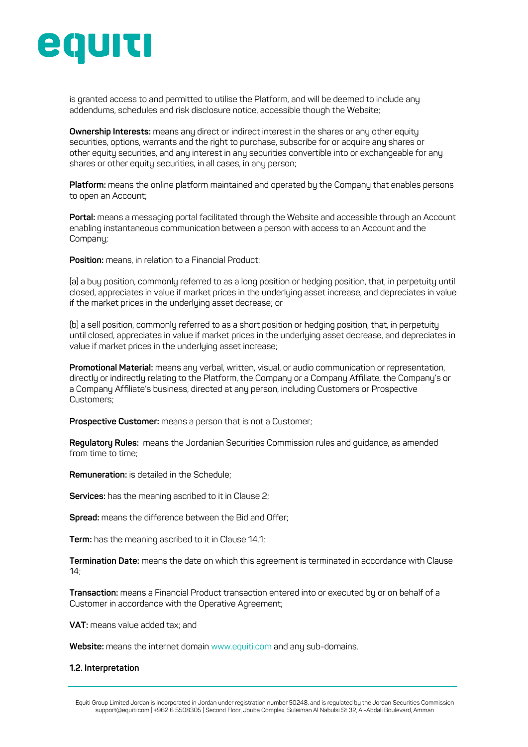is granted access to and permitted to utilise the Platform, and will be deemed to include any addendums, schedules and risk disclosure notice, accessible though the Website;

**Ownership Interests:** means any direct or indirect interest in the shares or any other equity securities, options, warrants and the right to purchase, subscribe for or acquire any shares or other equity securities, and any interest in any securities convertible into or exchangeable for any shares or other equity securities, in all cases, in any person;

**Platform:** means the online platform maintained and operated by the Company that enables persons to open an Account;

**Portal:** means a messaging portal facilitated through the Website and accessible through an Account enabling instantaneous communication between a person with access to an Account and the Company;

**Position:** means, in relation to a Financial Product:

(a) a buy position, commonly referred to as a long position or hedging position, that, in perpetuity until closed, appreciates in value if market prices in the underlying asset increase, and depreciates in value if the market prices in the underlying asset decrease; or

(b) a sell position, commonly referred to as a short position or hedging position, that, in perpetuity until closed, appreciates in value if market prices in the underlying asset decrease, and depreciates in value if market prices in the underlying asset increase;

**Promotional Material:** means any verbal, written, visual, or audio communication or representation, directly or indirectly relating to the Platform, the Company or a Company Affiliate, the Company's or a Company Affiliate's business, directed at any person, including Customers or Prospective Customers;

**Prospective Customer:** means a person that is not a Customer;

**Regulatory Rules:** means the Jordanian Securities Commission rules and guidance, as amended from time to time;

**Remuneration:** is detailed in the Schedule;

**Services:** has the meaning ascribed to it in Clause 2;

**Spread:** means the difference between the Bid and Offer;

**Term:** has the meaning ascribed to it in Clause 14.1;

**Termination Date:** means the date on which this agreement is terminated in accordance with Clause 14;

**Transaction:** means a Financial Product transaction entered into or executed by or on behalf of a Customer in accordance with the Operative Agreement;

**VAT:** means value added tax; and

**Website:** means the internet domain www.equiti.com and any sub-domains.

**1.2. Interpretation**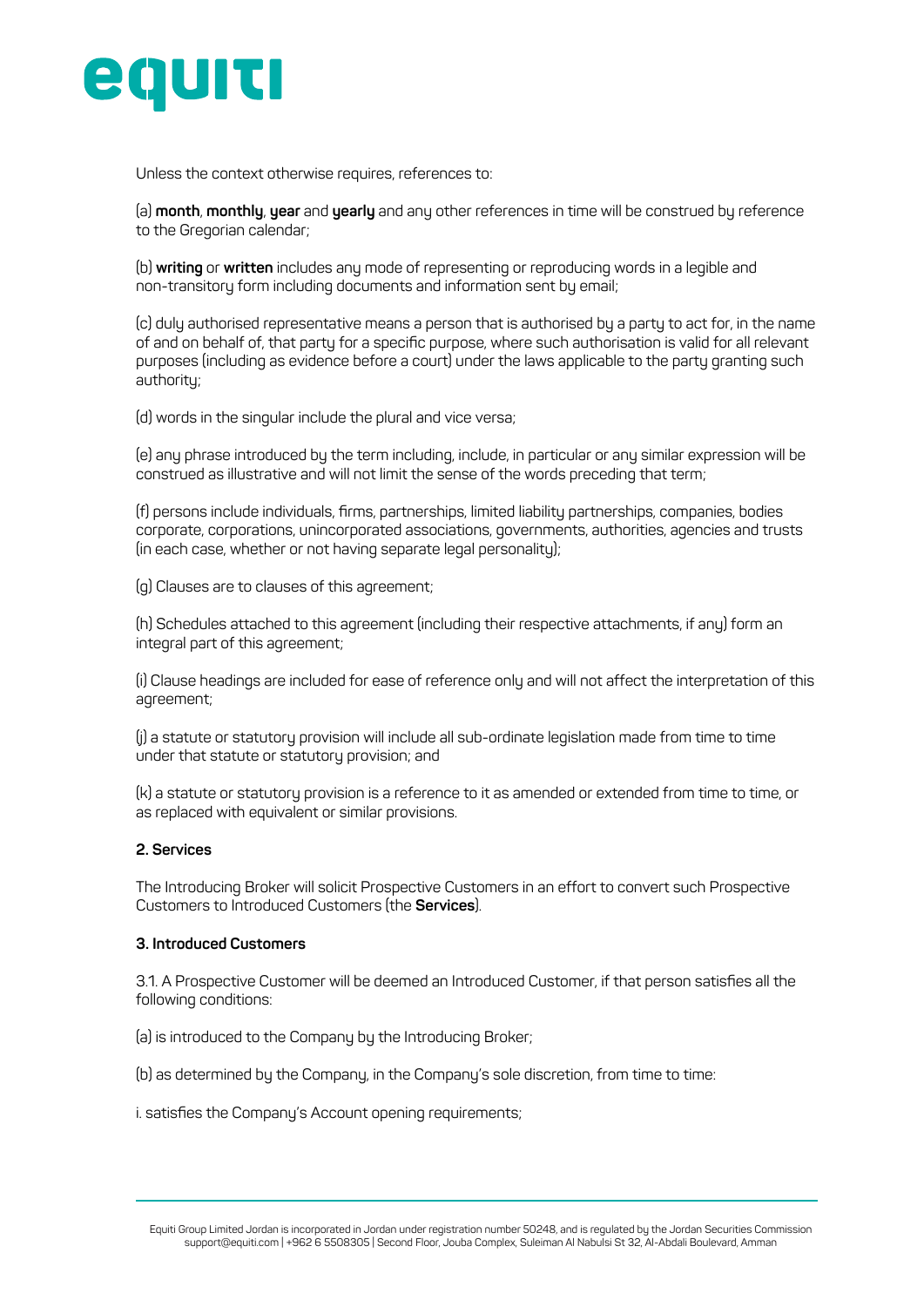Unless the context otherwise requires, references to:

(a) **month**, **monthly**, **year** and **yearly** and any other references in time will be construed by reference to the Gregorian calendar;

(b) **writing** or **written** includes any mode of representing or reproducing words in a legible and non-transitory form including documents and information sent by email;

(c) duly authorised representative means a person that is authorised by a party to act for, in the name of and on behalf of, that party for a specific purpose, where such authorisation is valid for all relevant purposes (including as evidence before a court) under the laws applicable to the party granting such authority;

(d) words in the singular include the plural and vice versa;

(e) any phrase introduced by the term including, include, in particular or any similar expression will be construed as illustrative and will not limit the sense of the words preceding that term;

(f) persons include individuals, firms, partnerships, limited liability partnerships, companies, bodies corporate, corporations, unincorporated associations, governments, authorities, agencies and trusts (in each case, whether or not having separate legal personality);

(g) Clauses are to clauses of this agreement;

(h) Schedules attached to this agreement (including their respective attachments, if any) form an integral part of this agreement;

(i) Clause headings are included for ease of reference only and will not affect the interpretation of this agreement;

(j) a statute or statutory provision will include all sub-ordinate legislation made from time to time under that statute or statutory provision; and

(k) a statute or statutory provision is a reference to it as amended or extended from time to time, or as replaced with equivalent or similar provisions.

**2. Services**

The Introducing Broker will solicit Prospective Customers in an effort to convert such Prospective Customers to Introduced Customers (the **Services**).

**3. Introduced Customers**

3.1. A Prospective Customer will be deemed an Introduced Customer, if that person satisfies all the following conditions:

(a) is introduced to the Company by the Introducing Broker;

(b) as determined by the Company, in the Company's sole discretion, from time to time:

i. satisfies the Company's Account opening requirements;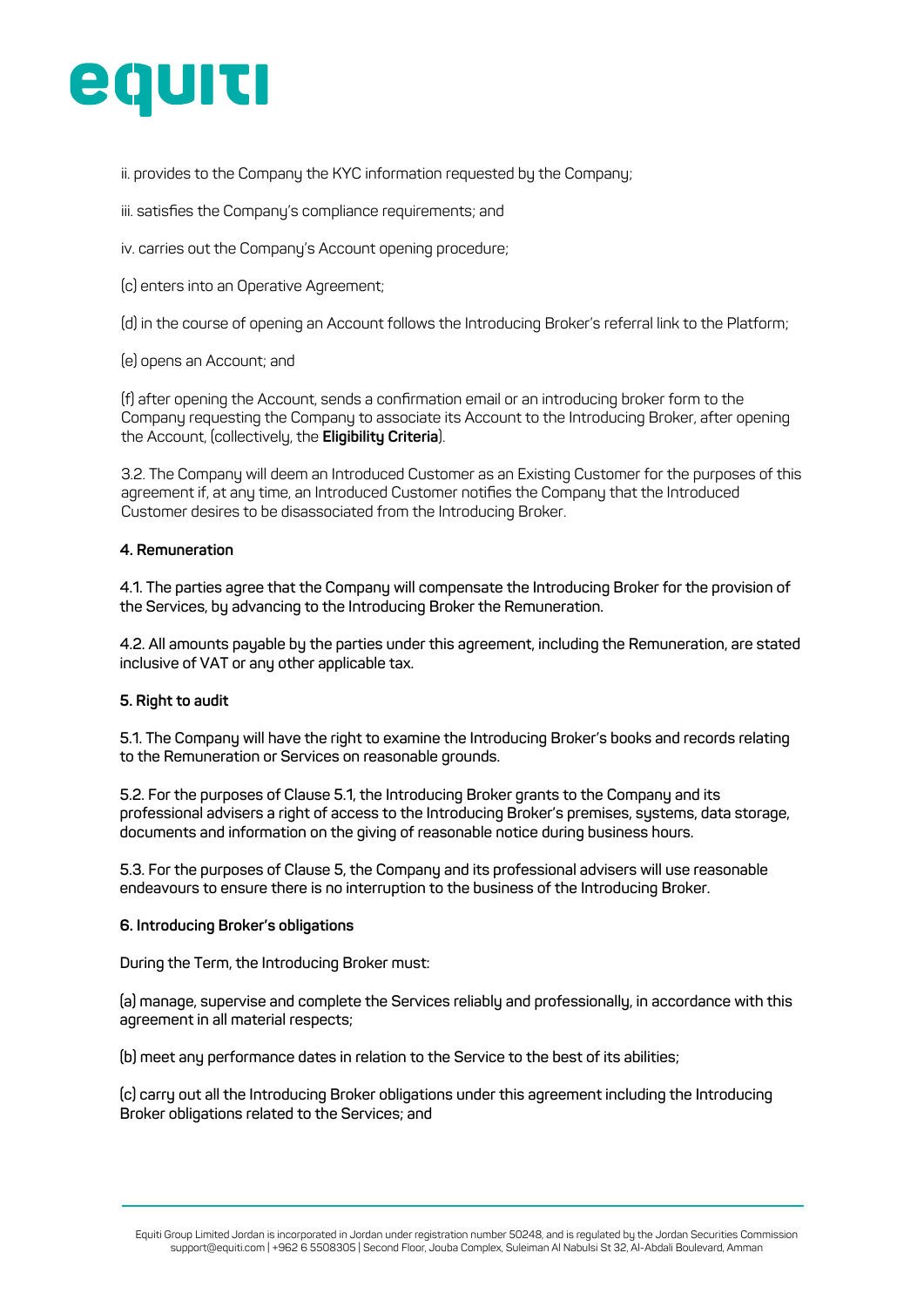ii. provides to the Company the KYC information requested by the Company;

iii. satisfies the Company's compliance requirements; and

iv. carries out the Company's Account opening procedure;

(c) enters into an Operative Agreement;

(d) in the course of opening an Account follows the Introducing Broker's referral link to the Platform;

(e) opens an Account; and

(f) after opening the Account, sends a confirmation email or an introducing broker form to the Company requesting the Company to associate its Account to the Introducing Broker, after opening the Account, (collectively, the **Eligibility Criteria**).

3.2. The Company will deem an Introduced Customer as an Existing Customer for the purposes of this agreement if, at any time, an Introduced Customer notifies the Company that the Introduced Customer desires to be disassociated from the Introducing Broker.

**4. Remuneration**

**4.1. The parties agree that the Company will compensate the Introducing Broker for the provision of the Services, by advancing to the Introducing Broker the Remuneration.**

**4.2. All amounts payable by the parties under this agreement, including the Remuneration, are stated inclusive of VAT or any other applicable tax.**

**5. Right to audit**

**5.1. The Company will have the right to examine the Introducing Broker's books and records relating to the Remuneration or Services on reasonable grounds.**

**5.2. For the purposes of Clause 5.1, the Introducing Broker grants to the Company and its professional advisers a right of access to the Introducing Broker's premises, systems, data storage, documents and information on the giving of reasonable notice during business hours.**

**5.3. For the purposes of Clause 5, the Company and its professional advisers will use reasonable endeavours to ensure there is no interruption to the business of the Introducing Broker.**

**6. Introducing Broker's obligations**

**During the Term, the Introducing Broker must:**

**(a) manage, supervise and complete the Services reliably and professionally, in accordance with this agreement in all material respects;**

**(b) meet any performance dates in relation to the Service to the best of its abilities;**

**(c) carry out all the Introducing Broker obligations under this agreement including the Introducing Broker obligations related to the Services; and**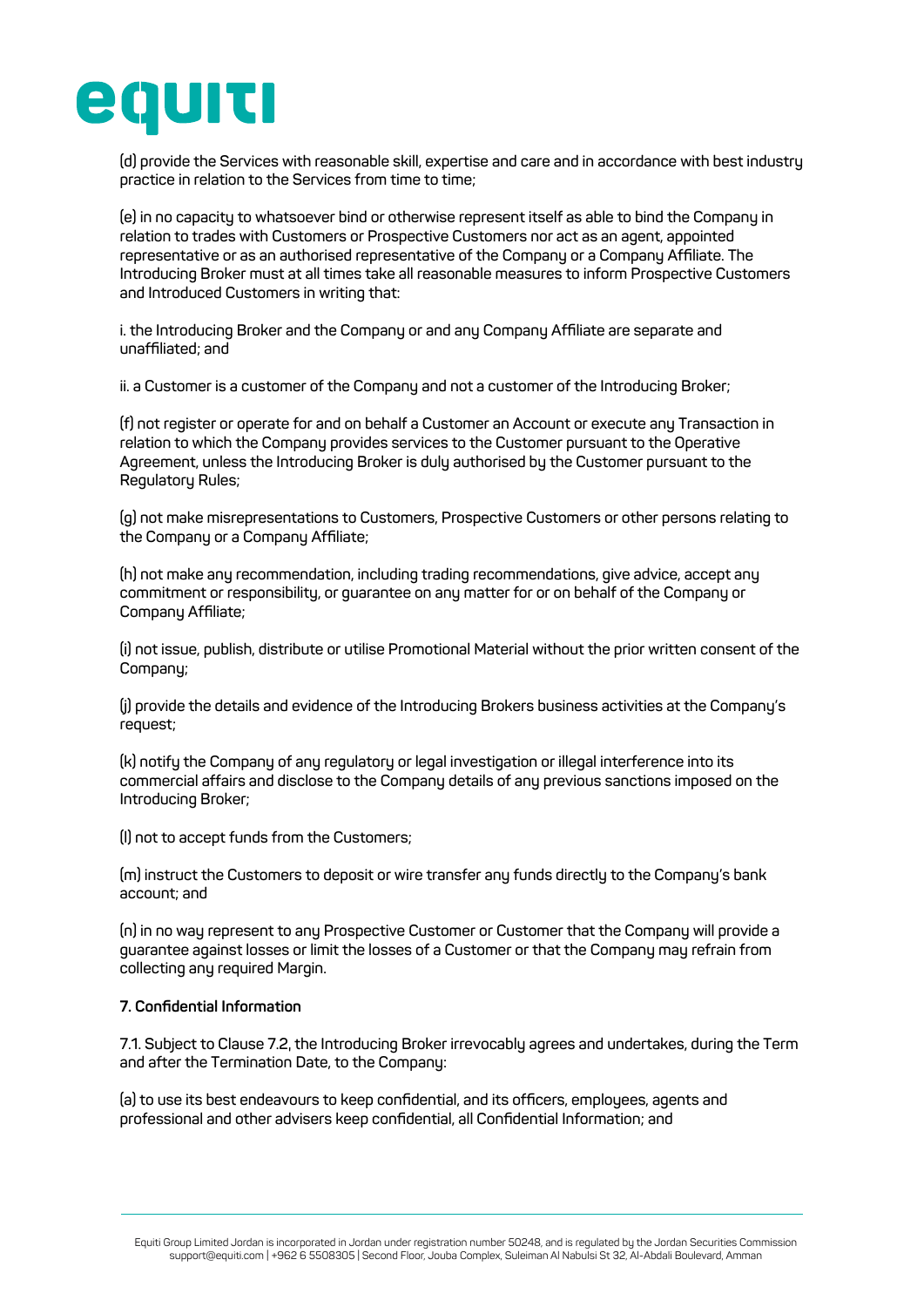(d) provide the Services with reasonable skill, expertise and care and in accordance with best industry practice in relation to the Services from time to time;

(e) in no capacity to whatsoever bind or otherwise represent itself as able to bind the Company in relation to trades with Customers or Prospective Customers nor act as an agent, appointed representative or as an authorised representative of the Company or a Company Affiliate. The Introducing Broker must at all times take all reasonable measures to inform Prospective Customers and Introduced Customers in writing that:

i. the Introducing Broker and the Company or and any Company Affiliate are separate and unaffiliated; and

ii. a Customer is a customer of the Company and not a customer of the Introducing Broker;

(f) not register or operate for and on behalf a Customer an Account or execute any Transaction in relation to which the Company provides services to the Customer pursuant to the Operative Agreement, unless the Introducing Broker is duly authorised by the Customer pursuant to the Regulatory Rules;

(g) not make misrepresentations to Customers, Prospective Customers or other persons relating to the Company or a Company Affiliate;

(h) not make any recommendation, including trading recommendations, give advice, accept any commitment or responsibility, or guarantee on any matter for or on behalf of the Company or Company Affiliate;

(i) not issue, publish, distribute or utilise Promotional Material without the prior written consent of the Company;

(j) provide the details and evidence of the Introducing Brokers business activities at the Company's request;

(k) notify the Company of any regulatory or legal investigation or illegal interference into its commercial affairs and disclose to the Company details of any previous sanctions imposed on the Introducing Broker;

(l) not to accept funds from the Customers;

(m) instruct the Customers to deposit or wire transfer any funds directly to the Company's bank account; and

(n) in no way represent to any Prospective Customer or Customer that the Company will provide a guarantee against losses or limit the losses of a Customer or that the Company may refrain from collecting any required Margin.

**7. Confidential Information**

7.1. Subject to Clause 7.2, the Introducing Broker irrevocably agrees and undertakes, during the Term and after the Termination Date, to the Company:

(a) to use its best endeavours to keep confidential, and its officers, employees, agents and professional and other advisers keep confidential, all Confidential Information; and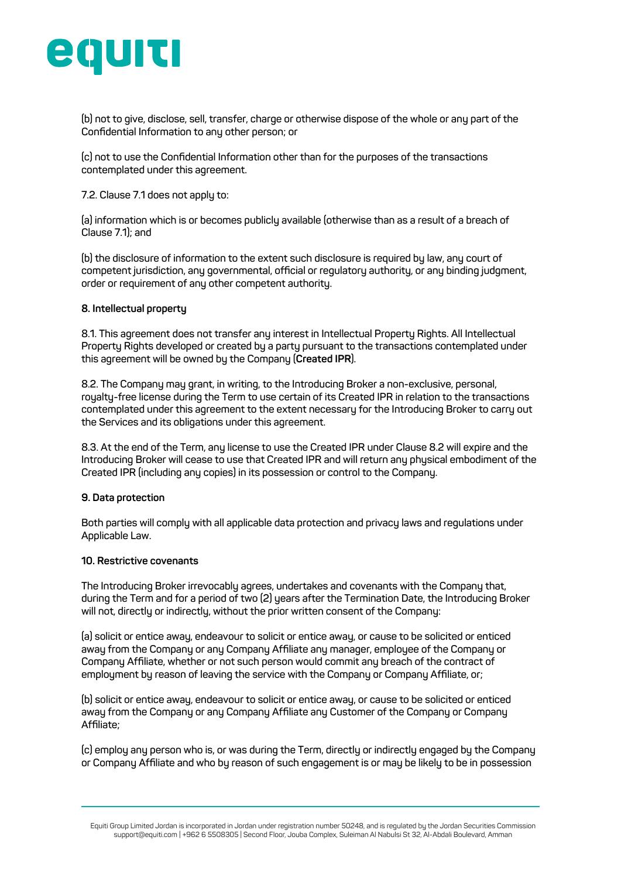(b) not to give, disclose, sell, transfer, charge or otherwise dispose of the whole or any part of the Confidential Information to any other person; or

(c) not to use the Confidential Information other than for the purposes of the transactions contemplated under this agreement.

7.2. Clause 7.1 does not apply to:

(a) information which is or becomes publicly available (otherwise than as a result of a breach of Clause 7.1); and

(b) the disclosure of information to the extent such disclosure is required by law, any court of competent jurisdiction, any governmental, official or regulatory authority, or any binding judgment, order or requirement of any other competent authority.

**8. Intellectual property**

8.1. This agreement does not transfer any interest in Intellectual Property Rights. All Intellectual Property Rights developed or created by a party pursuant to the transactions contemplated under this agreement will be owned by the Company (**Created IPR**).

8.2. The Company may grant, in writing, to the Introducing Broker a non-exclusive, personal, royalty-free license during the Term to use certain of its Created IPR in relation to the transactions contemplated under this agreement to the extent necessary for the Introducing Broker to carry out the Services and its obligations under this agreement.

8.3. At the end of the Term, any license to use the Created IPR under Clause 8.2 will expire and the Introducing Broker will cease to use that Created IPR and will return any physical embodiment of the Created IPR (including any copies) in its possession or control to the Company.

**9. Data protection**

Both parties will comply with all applicable data protection and privacy laws and regulations under Applicable Law.

**10. Restrictive covenants**

The Introducing Broker irrevocably agrees, undertakes and covenants with the Company that, during the Term and for a period of two (2) years after the Termination Date, the Introducing Broker will not, directly or indirectly, without the prior written consent of the Company:

(a) solicit or entice away, endeavour to solicit or entice away, or cause to be solicited or enticed away from the Company or any Company Affiliate any manager, employee of the Company or Company Affiliate, whether or not such person would commit any breach of the contract of employment by reason of leaving the service with the Company or Company Affiliate, or;

(b) solicit or entice away, endeavour to solicit or entice away, or cause to be solicited or enticed away from the Company or any Company Affiliate any Customer of the Company or Company Affiliate;

(c) employ any person who is, or was during the Term, directly or indirectly engaged by the Company or Company Affiliate and who by reason of such engagement is or may be likely to be in possession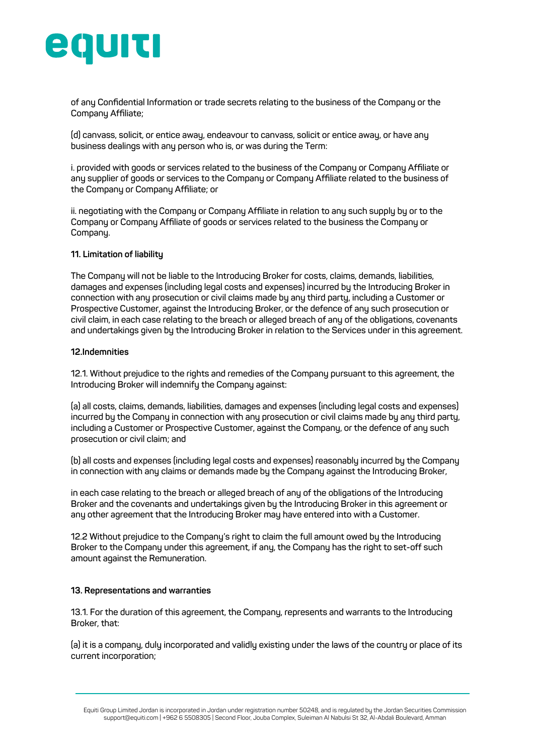of any Confidential Information or trade secrets relating to the business of the Company or the Company Affiliate;

(d) canvass, solicit, or entice away, endeavour to canvass, solicit or entice away, or have any business dealings with any person who is, or was during the Term:

i. provided with goods or services related to the business of the Company or Company Affiliate or any supplier of goods or services to the Company or Company Affiliate related to the business of the Company or Company Affiliate; or

ii. negotiating with the Company or Company Affiliate in relation to any such supply by or to the Company or Company Affiliate of goods or services related to the business the Company or Company.

**11. Limitation of liability**

The Company will not be liable to the Introducing Broker for costs, claims, demands, liabilities, damages and expenses (including legal costs and expenses) incurred by the Introducing Broker in connection with any prosecution or civil claims made by any third party, including a Customer or Prospective Customer, against the Introducing Broker, or the defence of any such prosecution or civil claim, in each case relating to the breach or alleged breach of any of the obligations, covenants and undertakings given by the Introducing Broker in relation to the Services under in this agreement.

**12.Indemnities**

12.1. Without prejudice to the rights and remedies of the Company pursuant to this agreement, the Introducing Broker will indemnify the Company against:

(a) all costs, claims, demands, liabilities, damages and expenses (including legal costs and expenses) incurred by the Company in connection with any prosecution or civil claims made by any third party, including a Customer or Prospective Customer, against the Company, or the defence of any such prosecution or civil claim; and

(b) all costs and expenses (including legal costs and expenses) reasonably incurred by the Company in connection with any claims or demands made by the Company against the Introducing Broker,

in each case relating to the breach or alleged breach of any of the obligations of the Introducing Broker and the covenants and undertakings given by the Introducing Broker in this agreement or any other agreement that the Introducing Broker may have entered into with a Customer.

12.2 Without prejudice to the Company's right to claim the full amount owed by the Introducing Broker to the Company under this agreement, if any, the Company has the right to set-off such amount against the Remuneration.

**13. Representations and warranties**

13.1. For the duration of this agreement, the Company, represents and warrants to the Introducing Broker, that:

(a) it is a company, duly incorporated and validly existing under the laws of the country or place of its current incorporation;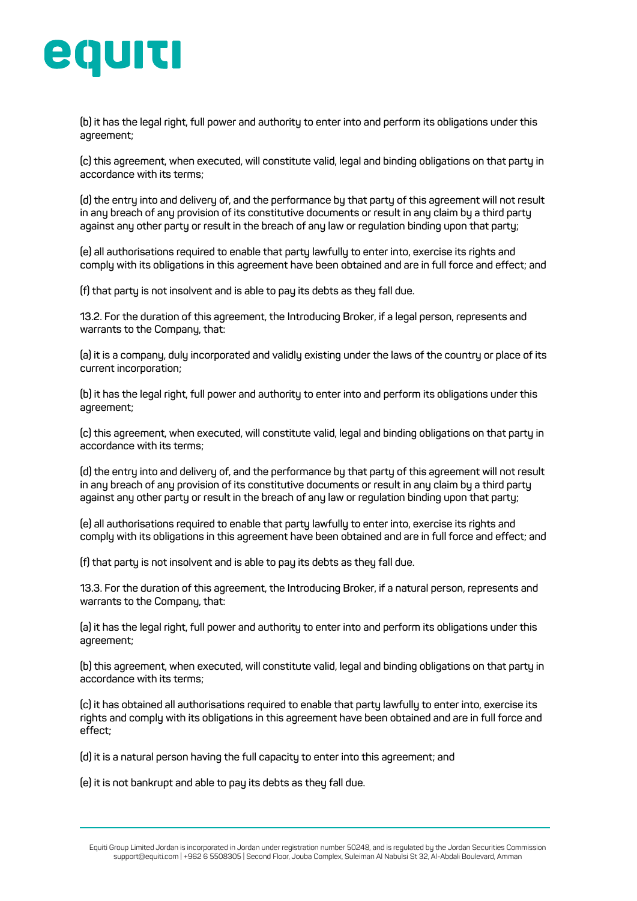(b) it has the legal right, full power and authority to enter into and perform its obligations under this agreement;

(c) this agreement, when executed, will constitute valid, legal and binding obligations on that party in accordance with its terms;

(d) the entry into and delivery of, and the performance by that party of this agreement will not result in any breach of any provision of its constitutive documents or result in any claim by a third party against any other party or result in the breach of any law or regulation binding upon that party;

(e) all authorisations required to enable that party lawfully to enter into, exercise its rights and comply with its obligations in this agreement have been obtained and are in full force and effect; and

(f) that party is not insolvent and is able to pay its debts as they fall due.

13.2. For the duration of this agreement, the Introducing Broker, if a legal person, represents and warrants to the Company, that:

(a) it is a company, duly incorporated and validly existing under the laws of the country or place of its current incorporation;

(b) it has the legal right, full power and authority to enter into and perform its obligations under this agreement;

(c) this agreement, when executed, will constitute valid, legal and binding obligations on that party in accordance with its terms;

(d) the entry into and delivery of, and the performance by that party of this agreement will not result in any breach of any provision of its constitutive documents or result in any claim by a third party against any other party or result in the breach of any law or regulation binding upon that party;

(e) all authorisations required to enable that party lawfully to enter into, exercise its rights and comply with its obligations in this agreement have been obtained and are in full force and effect; and

(f) that party is not insolvent and is able to pay its debts as they fall due.

13.3. For the duration of this agreement, the Introducing Broker, if a natural person, represents and warrants to the Company, that:

(a) it has the legal right, full power and authority to enter into and perform its obligations under this agreement;

(b) this agreement, when executed, will constitute valid, legal and binding obligations on that party in accordance with its terms;

(c) it has obtained all authorisations required to enable that party lawfully to enter into, exercise its rights and comply with its obligations in this agreement have been obtained and are in full force and effect;

(d) it is a natural person having the full capacity to enter into this agreement; and

(e) it is not bankrupt and able to pay its debts as they fall due.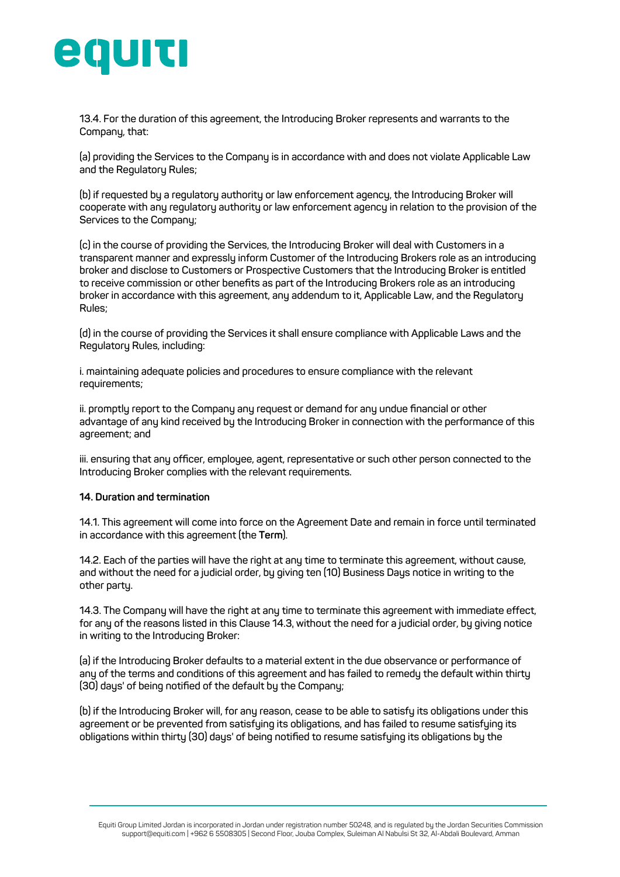13.4. For the duration of this agreement, the Introducing Broker represents and warrants to the Company, that:

(a) providing the Services to the Company is in accordance with and does not violate Applicable Law and the Regulatory Rules;

(b) if requested by a regulatory authority or law enforcement agency, the Introducing Broker will cooperate with any regulatory authority or law enforcement agency in relation to the provision of the Services to the Company;

(c) in the course of providing the Services, the Introducing Broker will deal with Customers in a transparent manner and expressly inform Customer of the Introducing Brokers role as an introducing broker and disclose to Customers or Prospective Customers that the Introducing Broker is entitled to receive commission or other benefits as part of the Introducing Brokers role as an introducing broker in accordance with this agreement, any addendum to it, Applicable Law, and the Regulatory Rules;

(d) in the course of providing the Services it shall ensure compliance with Applicable Laws and the Regulatory Rules, including:

i. maintaining adequate policies and procedures to ensure compliance with the relevant requirements;

ii. promptly report to the Company any request or demand for any undue financial or other advantage of any kind received by the Introducing Broker in connection with the performance of this agreement; and

iii. ensuring that any officer, employee, agent, representative or such other person connected to the Introducing Broker complies with the relevant requirements.

**14. Duration and termination**

14.1. This agreement will come into force on the Agreement Date and remain in force until terminated in accordance with this agreement (the **Term**).

14.2. Each of the parties will have the right at any time to terminate this agreement, without cause, and without the need for a judicial order, by giving ten (10) Business Days notice in writing to the other party.

14.3. The Company will have the right at any time to terminate this agreement with immediate effect, for any of the reasons listed in this Clause 14.3, without the need for a judicial order, by giving notice in writing to the Introducing Broker:

(a) if the Introducing Broker defaults to a material extent in the due observance or performance of any of the terms and conditions of this agreement and has failed to remedy the default within thirty (30) days' of being notified of the default by the Company;

(b) if the Introducing Broker will, for any reason, cease to be able to satisfy its obligations under this agreement or be prevented from satisfying its obligations, and has failed to resume satisfying its obligations within thirty (30) days' of being notified to resume satisfying its obligations by the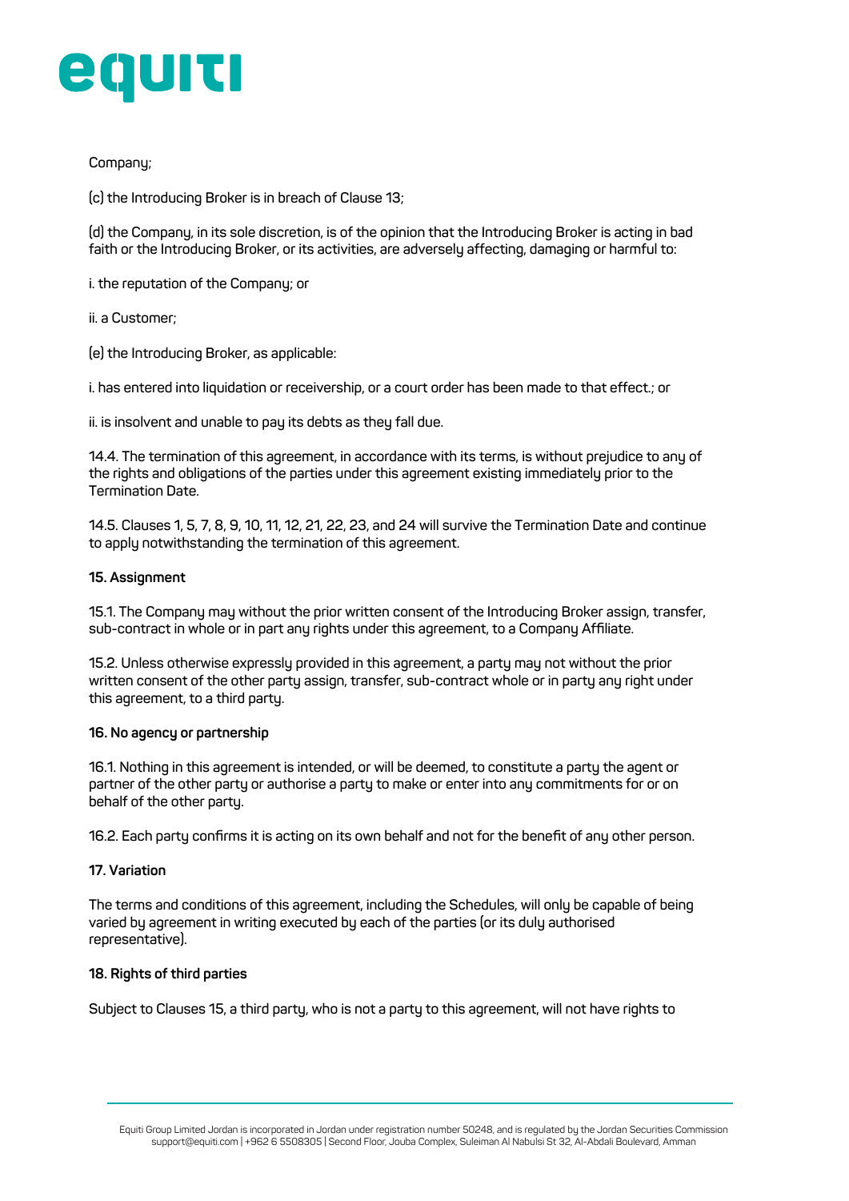Company;

(c) the Introducing Broker is in breach of Clause 13;

(d) the Company, in its sole discretion, is of the opinion that the Introducing Broker is acting in bad faith or the Introducing Broker, or its activities, are adversely affecting, damaging or harmful to:

i. the reputation of the Company; or

ii. a Customer;

(e) the Introducing Broker, as applicable:

i. has entered into liquidation or receivership, or a court order has been made to that effect.; or

ii. is insolvent and unable to pay its debts as they fall due.

14.4. The termination of this agreement, in accordance with its terms, is without prejudice to any of the rights and obligations of the parties under this agreement existing immediately prior to the Termination Date.

14.5. Clauses 1, 5, 7, 8, 9, 10, 11, 12, 21, 22, 23, and 24 will survive the Termination Date and continue to apply notwithstanding the termination of this agreement.

**15. Assignment**

15.1. The Company may without the prior written consent of the Introducing Broker assign, transfer, sub-contract in whole or in part any rights under this agreement, to a Company Affiliate.

15.2. Unless otherwise expressly provided in this agreement, a party may not without the prior written consent of the other party assign, transfer, sub-contract whole or in party any right under this agreement, to a third party.

**16. No agency or partnership**

16.1. Nothing in this agreement is intended, or will be deemed, to constitute a party the agent or partner of the other party or authorise a party to make or enter into any commitments for or on behalf of the other party.

16.2. Each party confirms it is acting on its own behalf and not for the benefit of any other person.

**17. Variation**

The terms and conditions of this agreement, including the Schedules, will only be capable of being varied by agreement in writing executed by each of the parties (or its duly authorised representative).

**18. Rights of third parties**

Subject to Clauses 15, a third party, who is not a party to this agreement, will not have rights to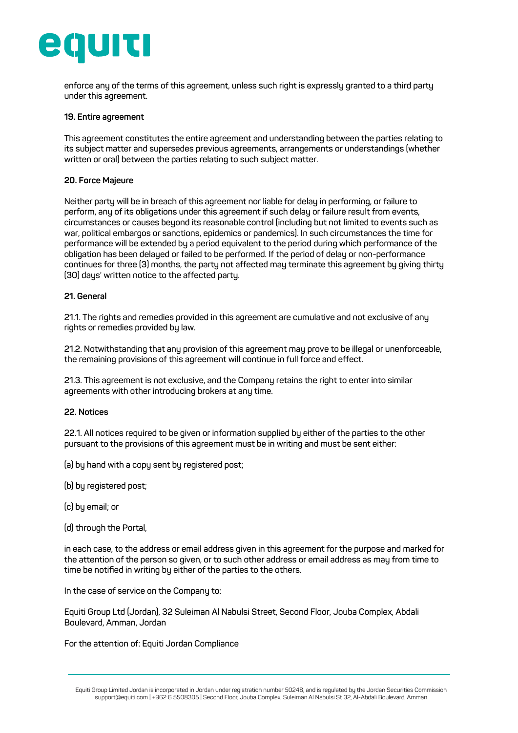enforce any of the terms of this agreement, unless such right is expressly granted to a third party under this agreement.

**19. Entire agreement**

This agreement constitutes the entire agreement and understanding between the parties relating to its subject matter and supersedes previous agreements, arrangements or understandings (whether written or oral) between the parties relating to such subject matter.

**20. Force Majeure**

Neither party will be in breach of this agreement nor liable for delay in performing, or failure to perform, any of its obligations under this agreement if such delay or failure result from events, circumstances or causes beyond its reasonable control (including but not limited to events such as war, political embargos or sanctions, epidemics or pandemics). In such circumstances the time for performance will be extended by a period equivalent to the period during which performance of the obligation has been delayed or failed to be performed. If the period of delay or non-performance continues for three (3) months, the party not affected may terminate this agreement by giving thirty (30) days' written notice to the affected party.

**21. General**

21.1. The rights and remedies provided in this agreement are cumulative and not exclusive of any rights or remedies provided by law.

21.2. Notwithstanding that any provision of this agreement may prove to be illegal or unenforceable, the remaining provisions of this agreement will continue in full force and effect.

21.3. This agreement is not exclusive, and the Company retains the right to enter into similar agreements with other introducing brokers at any time.

**22. Notices**

22.1. All notices required to be given or information supplied by either of the parties to the other pursuant to the provisions of this agreement must be in writing and must be sent either:

(a) by hand with a copy sent by registered post;

(b) by registered post;

(c) by email; or

(d) through the Portal,

in each case, to the address or email address given in this agreement for the purpose and marked for the attention of the person so given, or to such other address or email address as may from time to time be notified in writing by either of the parties to the others.

In the case of service on the Company to:

Equiti Group Ltd (Jordan), 32 Suleiman Al Nabulsi Street, Second Floor, Jouba Complex, Abdali Boulevard, Amman, Jordan

For the attention of: Equiti Jordan Compliance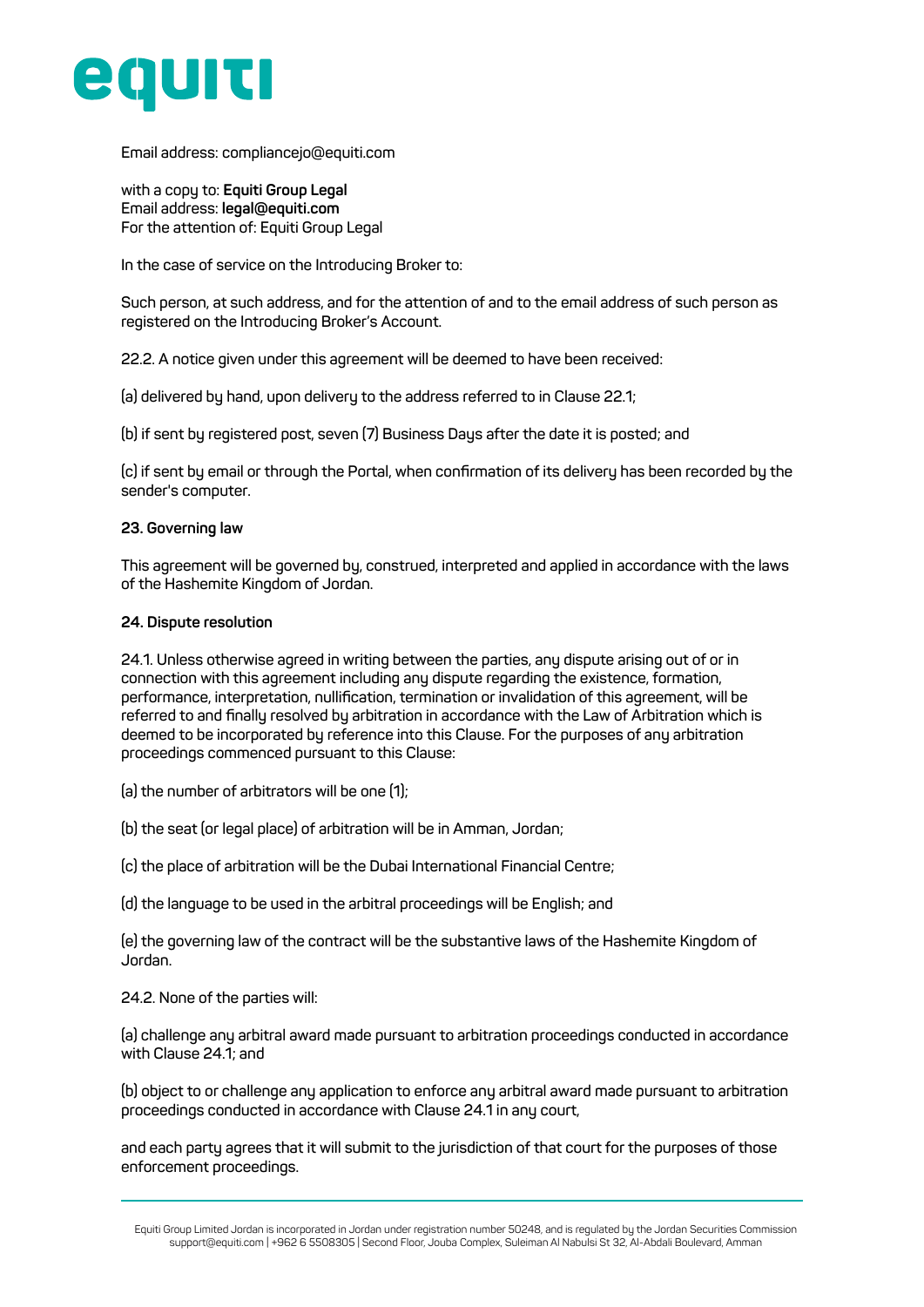Email address: compliancejo@equiti.com

with a copy to: **Equiti Group Legal**
Email address: **legal@equiti.com**
For the attention of: Equiti Group Legal

In the case of service on the Introducing Broker to:

Such person, at such address, and for the attention of and to the email address of such person as registered on the Introducing Broker's Account.

22.2. A notice given under this agreement will be deemed to have been received:

(a) delivered by hand, upon delivery to the address referred to in Clause 22.1;

(b) if sent by registered post, seven (7) Business Days after the date it is posted; and

(c) if sent by email or through the Portal, when confirmation of its delivery has been recorded by the sender's computer.

**23. Governing law**

This agreement will be governed by, construed, interpreted and applied in accordance with the laws of the Hashemite Kingdom of Jordan.

**24. Dispute resolution**

24.1. Unless otherwise agreed in writing between the parties, any dispute arising out of or in connection with this agreement including any dispute regarding the existence, formation, performance, interpretation, nullification, termination or invalidation of this agreement, will be referred to and finally resolved by arbitration in accordance with the Law of Arbitration which is deemed to be incorporated by reference into this Clause. For the purposes of any arbitration proceedings commenced pursuant to this Clause:

(a) the number of arbitrators will be one (1);

(b) the seat (or legal place) of arbitration will be in Amman, Jordan;

(c) the place of arbitration will be the Dubai International Financial Centre;

(d) the language to be used in the arbitral proceedings will be English; and

(e) the governing law of the contract will be the substantive laws of the Hashemite Kingdom of Jordan.

24.2. None of the parties will:

(a) challenge any arbitral award made pursuant to arbitration proceedings conducted in accordance with Clause 24.1; and

(b) object to or challenge any application to enforce any arbitral award made pursuant to arbitration proceedings conducted in accordance with Clause 24.1 in any court,

and each party agrees that it will submit to the jurisdiction of that court for the purposes of those enforcement proceedings.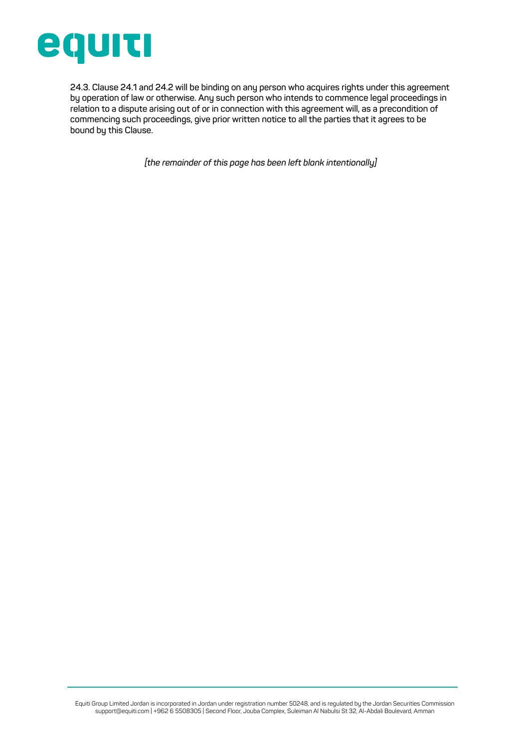24.3. Clause 24.1 and 24.2 will be binding on any person who acquires rights under this agreement by operation of law or otherwise. Any such person who intends to commence legal proceedings in relation to a dispute arising out of or in connection with this agreement will, as a precondition of commencing such proceedings, give prior written notice to all the parties that it agrees to be bound by this Clause.

*[the remainder of this page has been left blank intentionally]*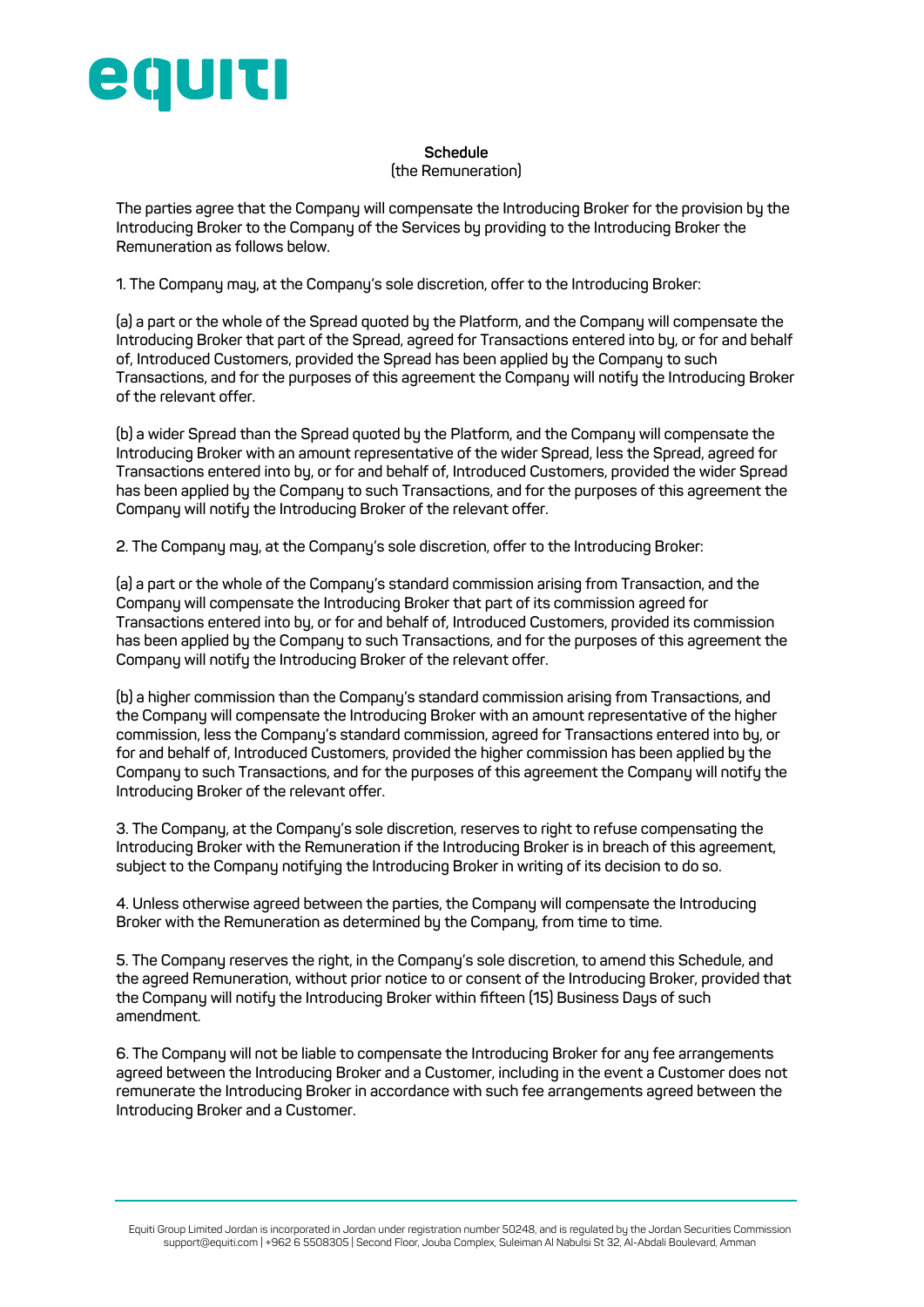**Schedule**
(the Remuneration)

The parties agree that the Company will compensate the Introducing Broker for the provision by the Introducing Broker to the Company of the Services by providing to the Introducing Broker the Remuneration as follows below.

1. The Company may, at the Company's sole discretion, offer to the Introducing Broker:

(a) a part or the whole of the Spread quoted by the Platform, and the Company will compensate the Introducing Broker that part of the Spread, agreed for Transactions entered into by, or for and behalf of, Introduced Customers, provided the Spread has been applied by the Company to such Transactions, and for the purposes of this agreement the Company will notify the Introducing Broker of the relevant offer.

(b) a wider Spread than the Spread quoted by the Platform, and the Company will compensate the Introducing Broker with an amount representative of the wider Spread, less the Spread, agreed for Transactions entered into by, or for and behalf of, Introduced Customers, provided the wider Spread has been applied by the Company to such Transactions, and for the purposes of this agreement the Company will notify the Introducing Broker of the relevant offer.

2. The Company may, at the Company's sole discretion, offer to the Introducing Broker:

(a) a part or the whole of the Company's standard commission arising from Transaction, and the Company will compensate the Introducing Broker that part of its commission agreed for Transactions entered into by, or for and behalf of, Introduced Customers, provided its commission has been applied by the Company to such Transactions, and for the purposes of this agreement the Company will notify the Introducing Broker of the relevant offer.

(b) a higher commission than the Company's standard commission arising from Transactions, and the Company will compensate the Introducing Broker with an amount representative of the higher commission, less the Company's standard commission, agreed for Transactions entered into by, or for and behalf of, Introduced Customers, provided the higher commission has been applied by the Company to such Transactions, and for the purposes of this agreement the Company will notify the Introducing Broker of the relevant offer.

3. The Company, at the Company's sole discretion, reserves to right to refuse compensating the Introducing Broker with the Remuneration if the Introducing Broker is in breach of this agreement, subject to the Company notifying the Introducing Broker in writing of its decision to do so.

4. Unless otherwise agreed between the parties, the Company will compensate the Introducing Broker with the Remuneration as determined by the Company, from time to time.

5. The Company reserves the right, in the Company's sole discretion, to amend this Schedule, and the agreed Remuneration, without prior notice to or consent of the Introducing Broker, provided that the Company will notify the Introducing Broker within fifteen (15) Business Days of such amendment.

6. The Company will not be liable to compensate the Introducing Broker for any fee arrangements agreed between the Introducing Broker and a Customer, including in the event a Customer does not remunerate the Introducing Broker in accordance with such fee arrangements agreed between the Introducing Broker and a Customer.